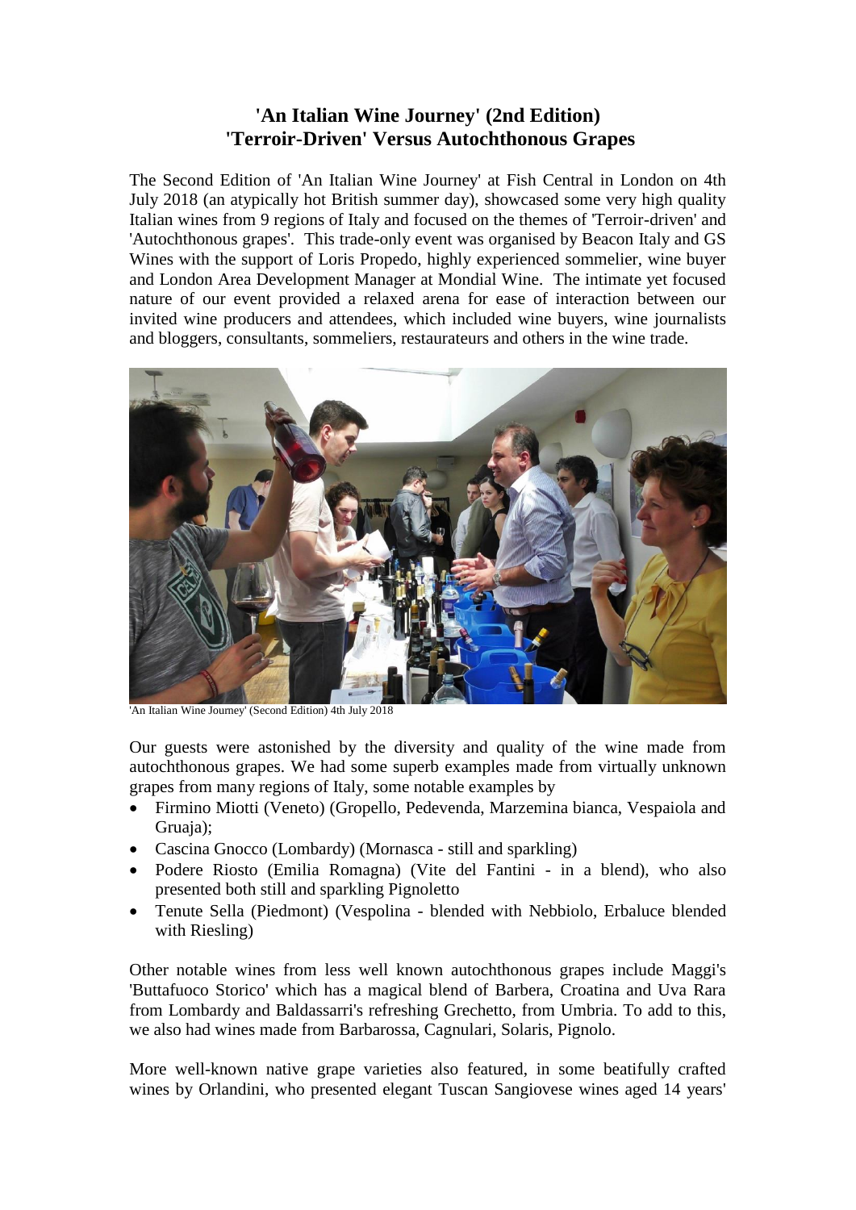# 'An Italian Wine Journey' (2nd Edition)
# 'Terroir-Driven' Versus Autochthonous Grapes

The Second Edition of 'An Italian Wine Journey' at Fish Central in London on 4th July 2018 (an atypically hot British summer day), showcased some very high quality Italian wines from 9 regions of Italy and focused on the themes of 'Terroir-driven' and 'Autochthonous grapes'. This trade-only event was organised by Beacon Italy and GS Wines with the support of Loris Propedo, highly experienced sommelier, wine buyer and London Area Development Manager at Mondial Wine. The intimate yet focused nature of our event provided a relaxed arena for ease of interaction between our invited wine producers and attendees, which included wine buyers, wine journalists and bloggers, consultants, sommeliers, restaurateurs and others in the wine trade.

'An Italian Wine Journey' (Second Edition) 4th July 2018

Our guests were astonished by the diversity and quality of the wine made from autochthonous grapes. We had some superb examples made from virtually unknown grapes from many regions of Italy, some notable examples by

- Firmino Miotti (Veneto) (Gropello, Pedevenda, Marzemina bianca, Vespaiola and Gruaja);
- Cascina Gnocco (Lombardy) (Mornasca - still and sparkling)
- Podere Riosto (Emilia Romagna) (Vite del Fantini - in a blend), who also presented both still and sparkling Pignoletto
- Tenute Sella (Piedmont) (Vespolina - blended with Nebbiolo, Erbaluce blended with Riesling)

Other notable wines from less well known autochthonous grapes include Maggi's 'Buttafuoco Storico' which has a magical blend of Barbera, Croatina and Uva Rara from Lombardy and Baldassarri's refreshing Grechetto, from Umbria. To add to this, we also had wines made from Barbarossa, Cagnulari, Solaris, Pignolo.

More well-known native grape varieties also featured, in some beatifully crafted wines by Orlandini, who presented elegant Tuscan Sangiovese wines aged 14 years'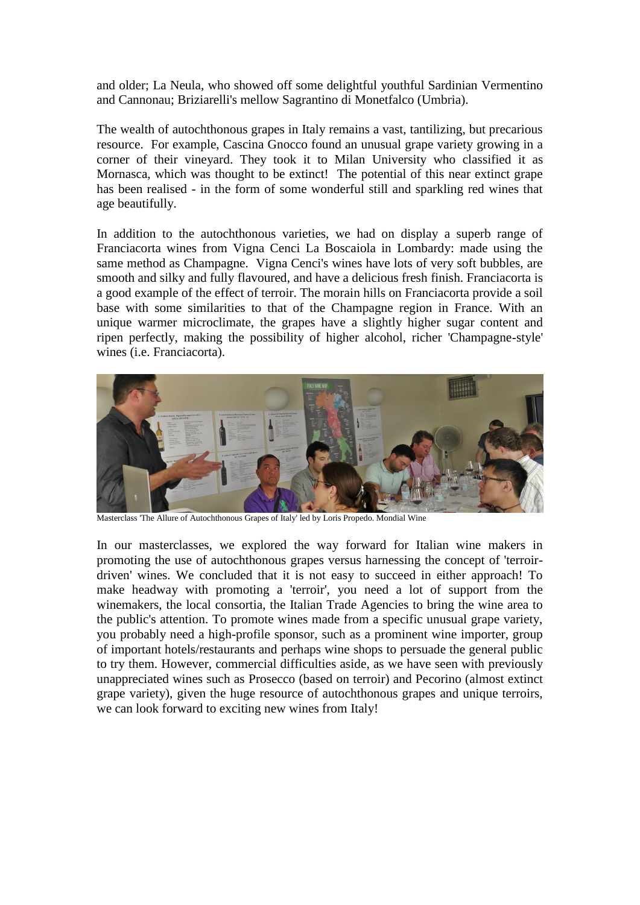and older; La Neula, who showed off some delightful youthful Sardinian Vermentino and Cannonau; Briziarelli's mellow Sagrantino di Monetfalco (Umbria).

The wealth of autochthonous grapes in Italy remains a vast, tantilizing, but precarious resource. For example, Cascina Gnocco found an unusual grape variety growing in a corner of their vineyard. They took it to Milan University who classified it as Mornasca, which was thought to be extinct! The potential of this near extinct grape has been realised - in the form of some wonderful still and sparkling red wines that age beautifully.

In addition to the autochthonous varieties, we had on display a superb range of Franciacorta wines from Vigna Cenci La Boscaiola in Lombardy: made using the same method as Champagne. Vigna Cenci's wines have lots of very soft bubbles, are smooth and silky and fully flavoured, and have a delicious fresh finish. Franciacorta is a good example of the effect of terroir. The morain hills on Franciacorta provide a soil base with some similarities to that of the Champagne region in France. With an unique warmer microclimate, the grapes have a slightly higher sugar content and ripen perfectly, making the possibility of higher alcohol, richer 'Champagne-style' wines (i.e. Franciacorta).

Masterclass 'The Allure of Autochthonous Grapes of Italy' led by Loris Propedo. Mondial Wine

In our masterclasses, we explored the way forward for Italian wine makers in promoting the use of autochthonous grapes versus harnessing the concept of 'terroir-driven' wines. We concluded that it is not easy to succeed in either approach! To make headway with promoting a 'terroir', you need a lot of support from the winemakers, the local consortia, the Italian Trade Agencies to bring the wine area to the public's attention. To promote wines made from a specific unusual grape variety, you probably need a high-profile sponsor, such as a prominent wine importer, group of important hotels/restaurants and perhaps wine shops to persuade the general public to try them. However, commercial difficulties aside, as we have seen with previously unappreciated wines such as Prosecco (based on terroir) and Pecorino (almost extinct grape variety), given the huge resource of autochthonous grapes and unique terroirs, we can look forward to exciting new wines from Italy!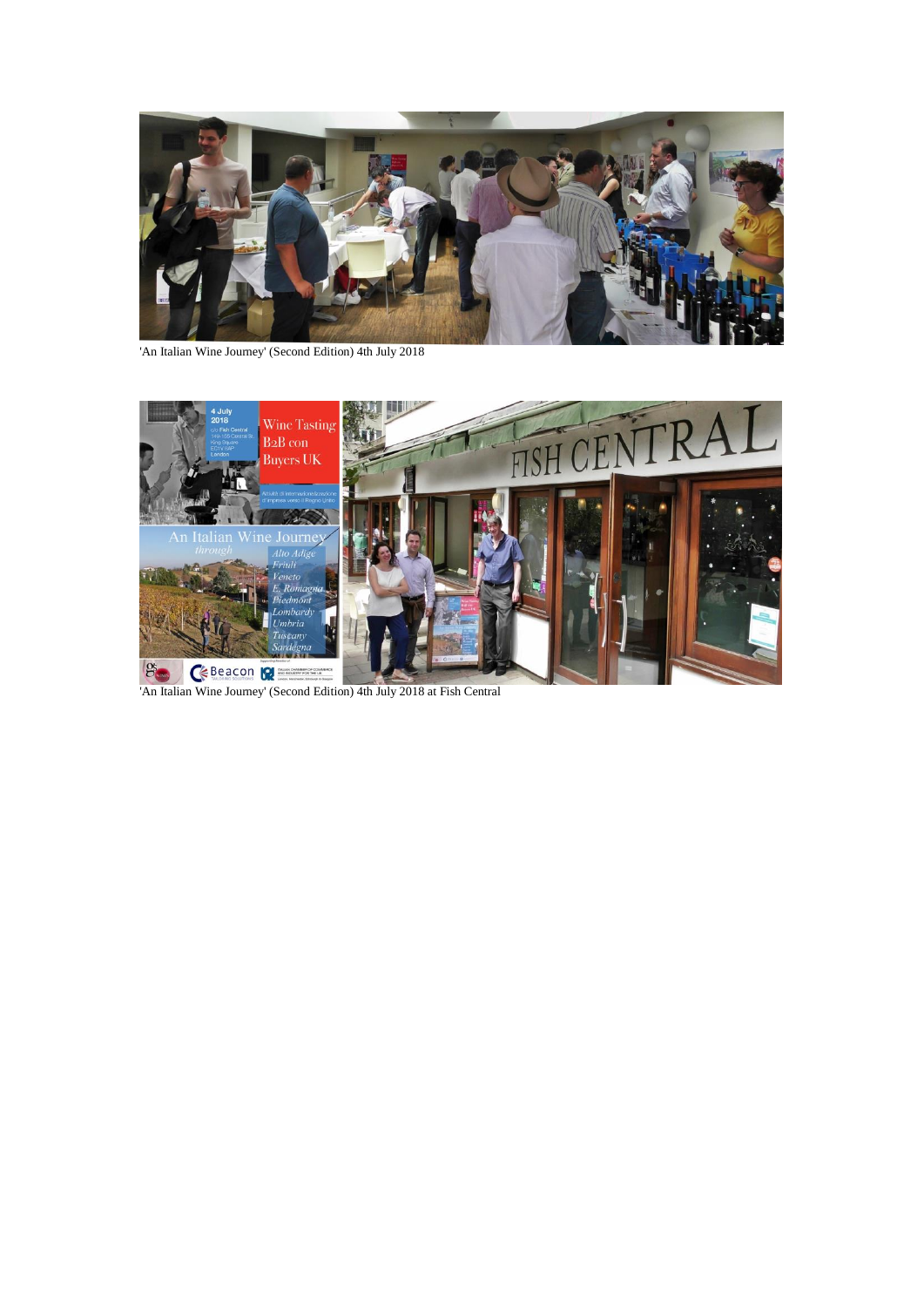'An Italian Wine Journey' (Second Edition) 4th July 2018

'An Italian Wine Journey' (Second Edition) 4th July 2018 at Fish Central